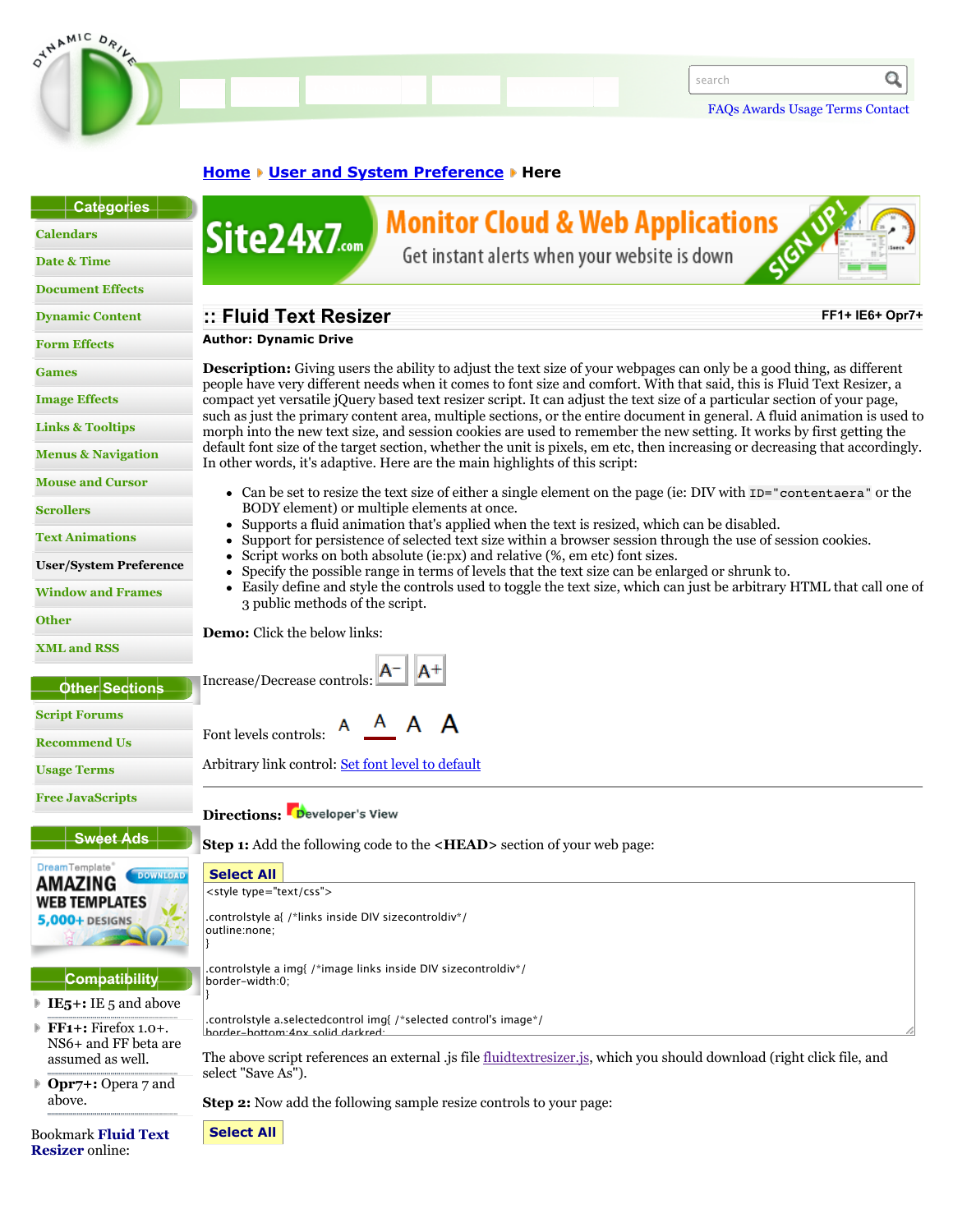search

FAQs Awards Usage Terms Contact

**Home** ▸ **User and System Preference** ▸ **Here**

**Categories**

- Calendars
- Date & Time
- Document Effects
- Dynamic Content
- Form Effects
- Games
- Image Effects
- Links & Tooltips
- Menus & Navigation
- Mouse and Cursor
- Scrollers
- Text Animations
- User/System Preference
- Window and Frames
- Other
- XML and RSS

**Other Sections**

- Script Forums
- Recommend Us
- Usage Terms
- Free JavaScripts

**Sweet Ads**

**Compatibility**

- **IE5+:** IE 5 and above
- **FF1+:** Firefox 1.0+. NS6+ and FF beta are assumed as well.
- **Opr7+:** Opera 7 and above.

Bookmark **Fluid Text Resizer** online:

## :: Fluid Text Resizer

FF1+ IE6+ Opr7+

**Author: Dynamic Drive**

**Description:** Giving users the ability to adjust the text size of your webpages can only be a good thing, as different people have very different needs when it comes to font size and comfort. With that said, this is Fluid Text Resizer, a compact yet versatile jQuery based text resizer script. It can adjust the text size of a particular section of your page, such as just the primary content area, multiple sections, or the entire document in general. A fluid animation is used to morph into the new text size, and session cookies are used to remember the new setting. It works by first getting the default font size of the target section, whether the unit is pixels, em etc, then increasing or decreasing that accordingly. In other words, it's adaptive. Here are the main highlights of this script:

- Can be set to resize the text size of either a single element on the page (ie: DIV with `ID="contentaera"` or the BODY element) or multiple elements at once.
- Supports a fluid animation that's applied when the text is resized, which can be disabled.
- Support for persistence of selected text size within a browser session through the use of session cookies.
- Script works on both absolute (ie:px) and relative (%, em etc) font sizes.
- Specify the possible range in terms of levels that the text size can be enlarged or shrunk to.
- Easily define and style the controls used to toggle the text size, which can just be arbitrary HTML that call one of 3 public methods of the script.

**Demo:** Click the below links:

Increase/Decrease controls: A− A+

Font levels controls: A A A A

Arbitrary link control: Set font level to default

**Directions:** Developer's View

**Step 1:** Add the following code to the **<HEAD>** section of your web page:

**Select All**

```
<style type="text/css">

.controlstyle a{ /*links inside DIV sizecontroldiv*/
outline:none;
}

.controlstyle a img{ /*image links inside DIV sizecontroldiv*/
border-width:0;
}

.controlstyle a.selectedcontrol img{ /*selected control's image*/
border-bottom:4px solid darkred;
```

The above script references an external .js file fluidtextresizer.js, which you should download (right click file, and select "Save As").

**Step 2:** Now add the following sample resize controls to your page:

**Select All**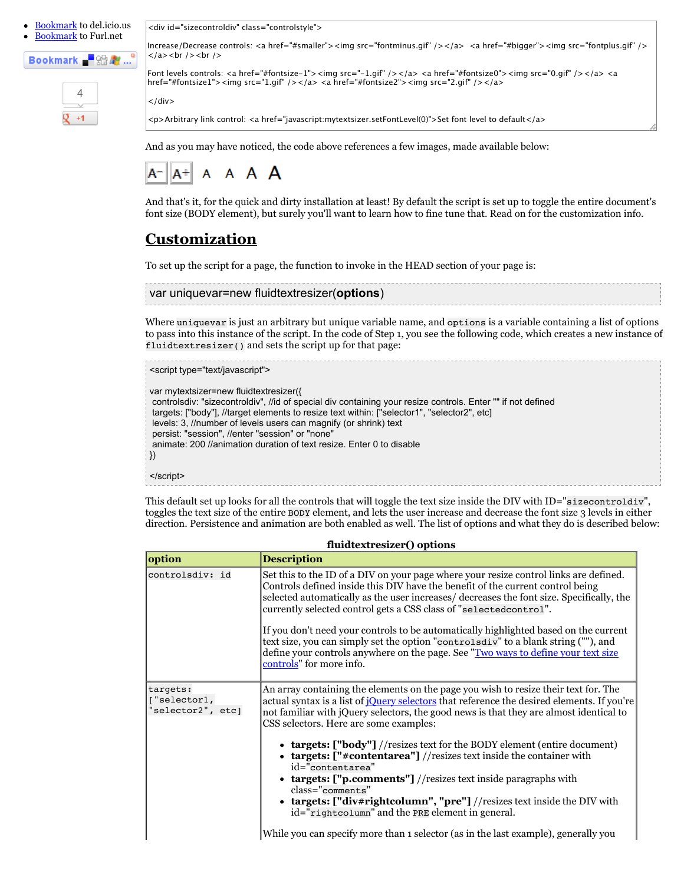- Bookmark to del.icio.us
- Bookmark to Furl.net

Bookmark

4

+1

```
<div id="sizecontroldiv" class="controlstyle">

Increase/Decrease controls: <a href="#smaller"><img src="fontminus.gif" /></a>  <a href="#bigger"><img src="fontplus.gif" /></a><br /><br />

Font levels controls: <a href="#fontsize-1"><img src="-1.gif" /></a> <a href="#fontsize0"><img src="0.gif" /></a> <a href="#fontsize1"><img src="1.gif" /></a> <a href="#fontsize2"><img src="2.gif" /></a>

</div>

<p>Arbitrary link control: <a href="javascript:mytextsizer.setFontLevel(0)">Set font level to default</a>
```

And as you may have noticed, the code above references a few images, made available below:

A- A+ A A A A

And that's it, for the quick and dirty installation at least! By default the script is set up to toggle the entire document's font size (BODY element), but surely you'll want to learn how to fine tune that. Read on for the customization info.

## Customization

To set up the script for a page, the function to invoke in the HEAD section of your page is:

```
var uniquevar=new fluidtextresizer(options)
```

Where `uniquevar` is just an arbitrary but unique variable name, and `options` is a variable containing a list of options to pass into this instance of the script. In the code of Step 1, you see the following code, which creates a new instance of `fluidtextresizer()` and sets the script up for that page:

```
<script type="text/javascript">

var mytextsizer=new fluidtextresizer({
 controlsdiv: "sizecontroldiv", //id of special div containing your resize controls. Enter "" if not defined
 targets: ["body"], //target elements to resize text within: ["selector1", "selector2", etc]
 levels: 3, //number of levels users can magnify (or shrink) text
 persist: "session", //enter "session" or "none"
 animate: 200 //animation duration of text resize. Enter 0 to disable
})

</script>
```

This default set up looks for all the controls that will toggle the text size inside the DIV with ID="`sizecontroldiv`", toggles the text size of the entire `BODY` element, and lets the user increase and decrease the font size 3 levels in either direction. Persistence and animation are both enabled as well. The list of options and what they do is described below:

**fluidtextresizer() options**

| option | Description |
|---|---|
| `controlsdiv: id` | Set this to the ID of a DIV on your page where your resize control links are defined. Controls defined inside this DIV have the benefit of the current control being selected automatically as the user increases/ decreases the font size. Specifically, the currently selected control gets a CSS class of "`selectedcontrol`".<br><br>If you don't need your controls to be automatically highlighted based on the current text size, you can simply set the option "`controlsdiv`" to a blank string (""), and define your controls anywhere on the page. See "Two ways to define your text size controls" for more info. |
| `targets: ["selector1", "selector2", etc]` | An array containing the elements on the page you wish to resize their text for. The actual syntax is a list of jQuery selectors that reference the desired elements. If you're not familiar with jQuery selectors, the good news is that they are almost identical to CSS selectors. Here are some examples:<br><br>• **targets: ["body"]** //resizes text for the BODY element (entire document)<br>• **targets: ["#contentarea"]** //resizes text inside the container with id="`contentarea`"<br>• **targets: ["p.comments"]** //resizes text inside paragraphs with class="`comments`"<br>• **targets: ["div#rightcolumn", "pre"]** //resizes text inside the DIV with id="`rightcolumn`" and the `PRE` element in general.<br><br>While you can specify more than 1 selector (as in the last example), generally you |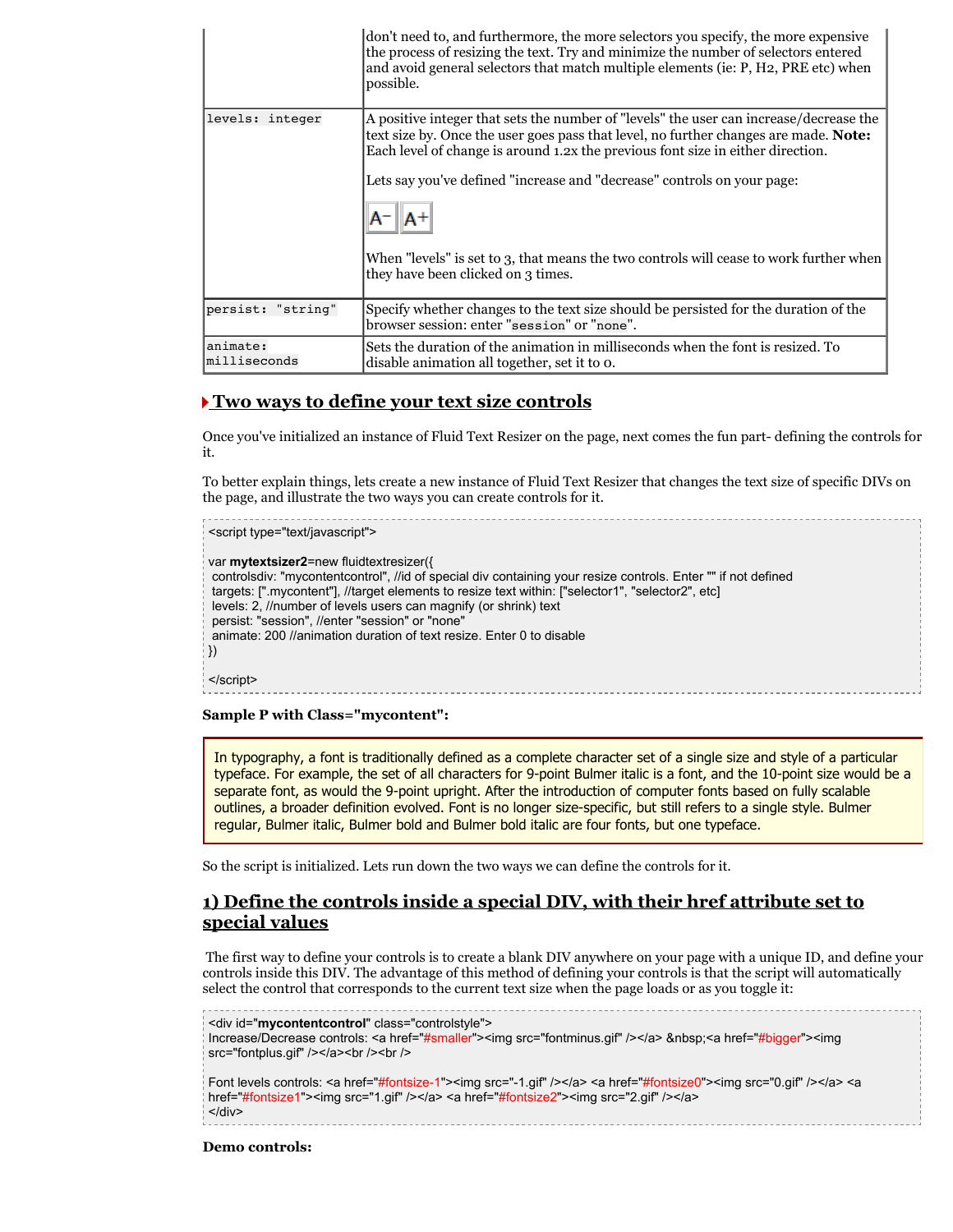| | |
|---|---|
| | don't need to, and furthermore, the more selectors you specify, the more expensive the process of resizing the text. Try and minimize the number of selectors entered and avoid general selectors that match multiple elements (ie: P, H2, PRE etc) when possible. |
| `levels: integer` | A positive integer that sets the number of "levels" the user can increase/decrease the text size by. Once the user goes pass that level, no further changes are made. **Note:** Each level of change is around 1.2x the previous font size in either direction. Lets say you've defined "increase and "decrease" controls on your page: A− A+ When "levels" is set to 3, that means the two controls will cease to work further when they have been clicked on 3 times. |
| `persist: "string"` | Specify whether changes to the text size should be persisted for the duration of the browser session: enter "`session`" or "`none`". |
| `animate: milliseconds` | Sets the duration of the animation in milliseconds when the font is resized. To disable animation all together, set it to 0. |

## Two ways to define your text size controls

Once you've initialized an instance of Fluid Text Resizer on the page, next comes the fun part- defining the controls for it.

To better explain things, lets create a new instance of Fluid Text Resizer that changes the text size of specific DIVs on the page, and illustrate the two ways you can create controls for it.

```
<script type="text/javascript">

var mytextsizer2=new fluidtextresizer({
 controlsdiv: "mycontentcontrol", //id of special div containing your resize controls. Enter "" if not defined
 targets: [".mycontent"], //target elements to resize text within: ["selector1", "selector2", etc]
 levels: 2, //number of levels users can magnify (or shrink) text
 persist: "session", //enter "session" or "none"
 animate: 200 //animation duration of text resize. Enter 0 to disable
})

</script>
```

**Sample P with Class="mycontent":**

In typography, a font is traditionally defined as a complete character set of a single size and style of a particular typeface. For example, the set of all characters for 9-point Bulmer italic is a font, and the 10-point size would be a separate font, as would the 9-point upright. After the introduction of computer fonts based on fully scalable outlines, a broader definition evolved. Font is no longer size-specific, but still refers to a single style. Bulmer regular, Bulmer italic, Bulmer bold and Bulmer bold italic are four fonts, but one typeface.

So the script is initialized. Lets run down the two ways we can define the controls for it.

## 1) Define the controls inside a special DIV, with their href attribute set to special values

The first way to define your controls is to create a blank DIV anywhere on your page with a unique ID, and define your controls inside this DIV. The advantage of this method of defining your controls is that the script will automatically select the control that corresponds to the current text size when the page loads or as you toggle it:

```
<div id="mycontentcontrol" class="controlstyle">
Increase/Decrease controls: <a href="#smaller"><img src="fontminus.gif" /></a> &nbsp;<a href="#bigger"><img
src="fontplus.gif" /></a><br /><br />

Font levels controls: <a href="#fontsize-1"><img src="-1.gif" /></a> <a href="#fontsize0"><img src="0.gif" /></a> <a
href="#fontsize1"><img src="1.gif" /></a> <a href="#fontsize2"><img src="2.gif" /></a>
</div>
```

**Demo controls:**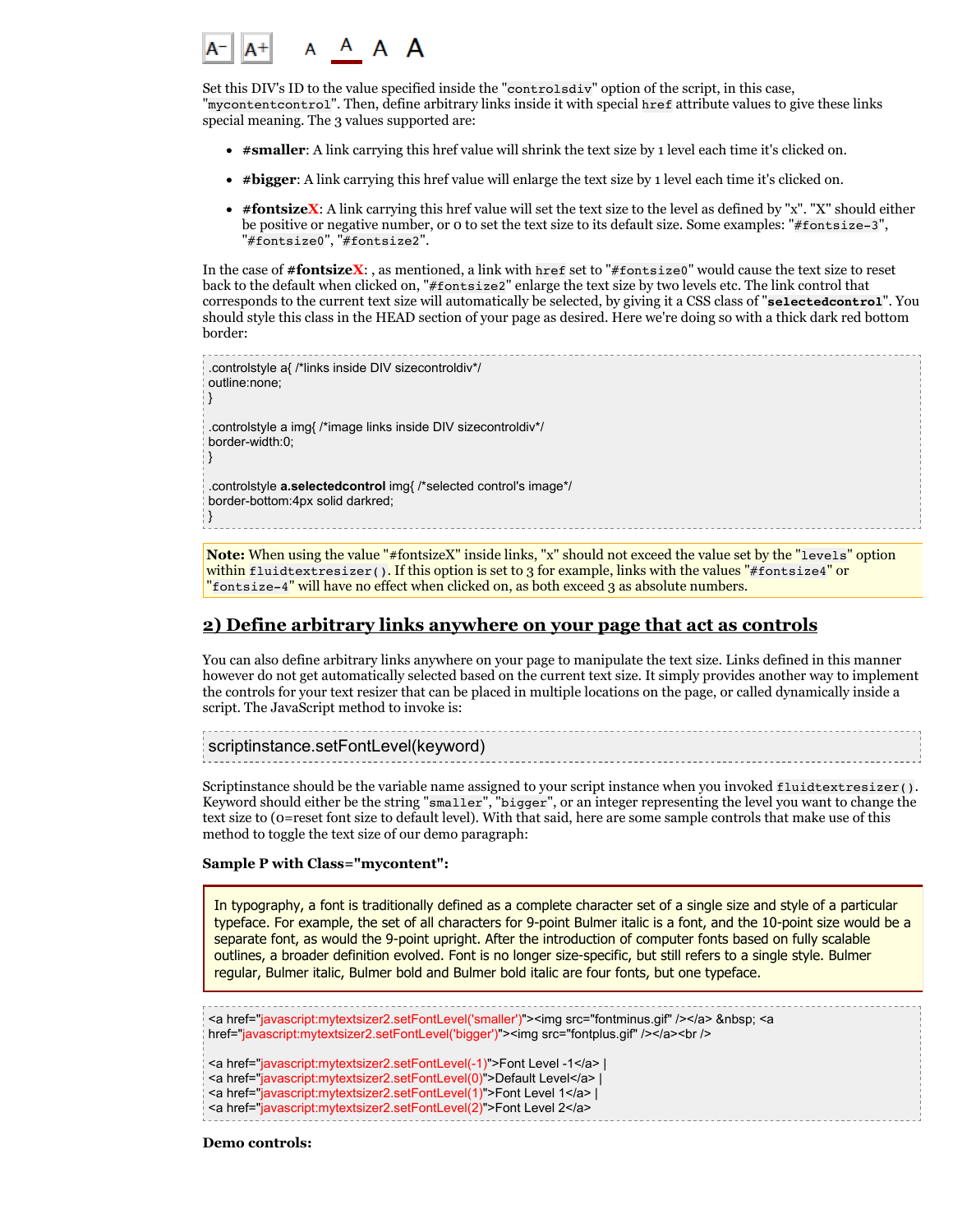A− A+ A A A A

Set this DIV's ID to the value specified inside the "`controlsdiv`" option of the script, in this case, "`mycontentcontrol`". Then, define arbitrary links inside it with special `href` attribute values to give these links special meaning. The 3 values supported are:

- **#smaller**: A link carrying this href value will shrink the text size by 1 level each time it's clicked on.
- **#bigger**: A link carrying this href value will enlarge the text size by 1 level each time it's clicked on.
- **#fontsizeX**: A link carrying this href value will set the text size to the level as defined by "x". "X" should either be positive or negative number, or 0 to set the text size to its default size. Some examples: "`#fontsize-3`", "`#fontsize0`", "`#fontsize2`".

In the case of **#fontsizeX**: , as mentioned, a link with `href` set to "`#fontsize0`" would cause the text size to reset back to the default when clicked on, "`#fontsize2`" enlarge the text size by two levels etc. The link control that corresponds to the current text size will automatically be selected, by giving it a CSS class of "**`selectedcontrol`**". You should style this class in the HEAD section of your page as desired. Here we're doing so with a thick dark red bottom border:

```
.controlstyle a{ /*links inside DIV sizecontroldiv*/
outline:none;
}

.controlstyle a img{ /*image links inside DIV sizecontroldiv*/
border-width:0;
}

.controlstyle a.selectedcontrol img{ /*selected control's image*/
border-bottom:4px solid darkred;
}
```

**Note:** When using the value "#fontsizeX" inside links, "x" should not exceed the value set by the "`levels`" option within `fluidtextresizer()`. If this option is set to 3 for example, links with the values "`#fontsize4`" or "`fontsize-4`" will have no effect when clicked on, as both exceed 3 as absolute numbers.

## 2) Define arbitrary links anywhere on your page that act as controls

You can also define arbitrary links anywhere on your page to manipulate the text size. Links defined in this manner however do not get automatically selected based on the current text size. It simply provides another way to implement the controls for your text resizer that can be placed in multiple locations on the page, or called dynamically inside a script. The JavaScript method to invoke is:

```
scriptinstance.setFontLevel(keyword)
```

Scriptinstance should be the variable name assigned to your script instance when you invoked `fluidtextresizer()`. Keyword should either be the string "`smaller`", "`bigger`", or an integer representing the level you want to change the text size to (0=reset font size to default level). With that said, here are some sample controls that make use of this method to toggle the text size of our demo paragraph:

**Sample P with Class="mycontent":**

In typography, a font is traditionally defined as a complete character set of a single size and style of a particular typeface. For example, the set of all characters for 9-point Bulmer italic is a font, and the 10-point size would be a separate font, as would the 9-point upright. After the introduction of computer fonts based on fully scalable outlines, a broader definition evolved. Font is no longer size-specific, but still refers to a single style. Bulmer regular, Bulmer italic, Bulmer bold and Bulmer bold italic are four fonts, but one typeface.

```
<a href="javascript:mytextsizer2.setFontLevel('smaller')"><img src="fontminus.gif" /></a> &nbsp; <a href="javascript:mytextsizer2.setFontLevel('bigger')"><img src="fontplus.gif" /></a><br />

<a href="javascript:mytextsizer2.setFontLevel(-1)">Font Level -1</a> |
<a href="javascript:mytextsizer2.setFontLevel(0)">Default Level</a> |
<a href="javascript:mytextsizer2.setFontLevel(1)">Font Level 1</a> |
<a href="javascript:mytextsizer2.setFontLevel(2)">Font Level 2</a>
```

**Demo controls:**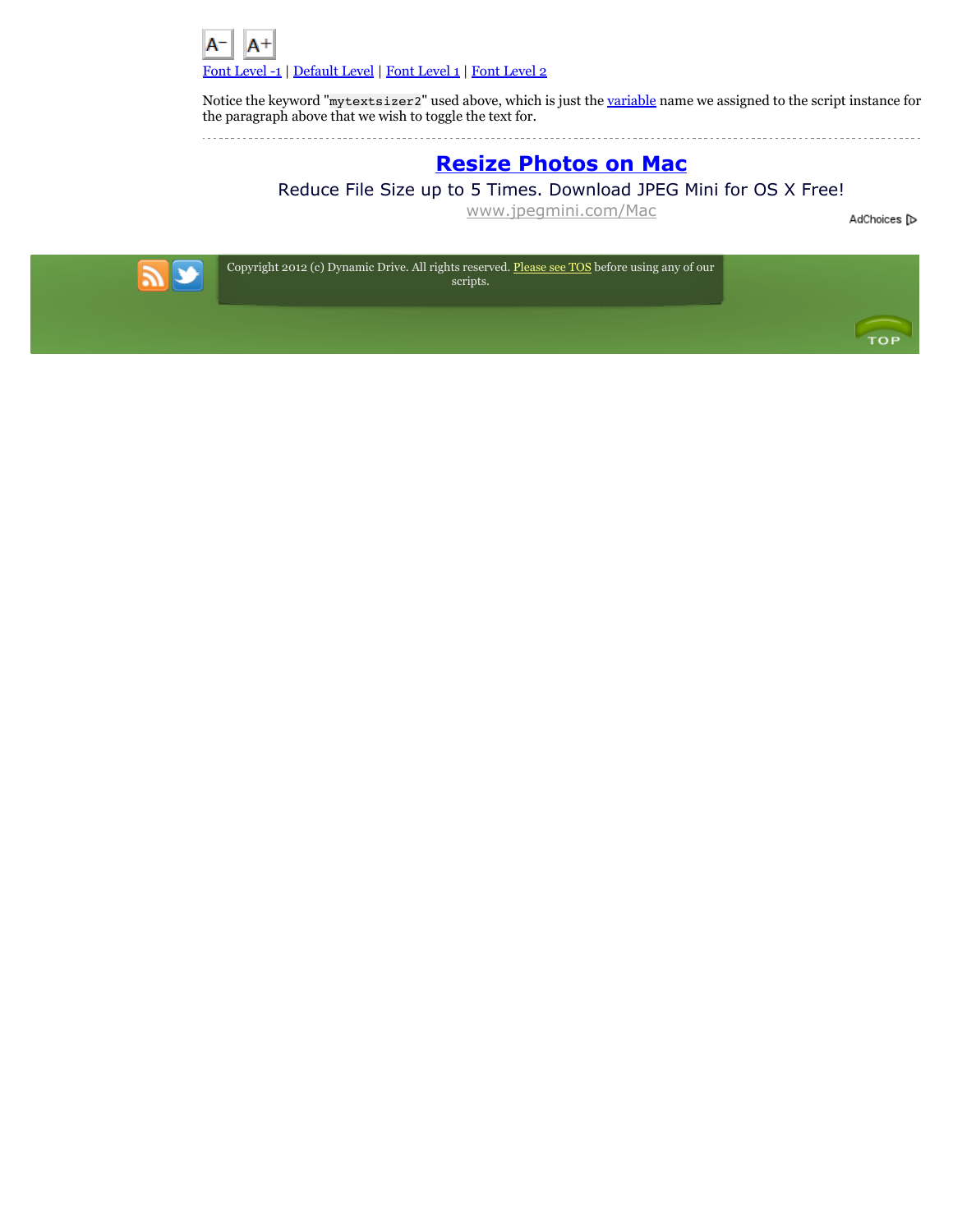A− A+

Font Level -1 | Default Level | Font Level 1 | Font Level 2

Notice the keyword "`mytextsizer2`" used above, which is just the variable name we assigned to the script instance for the paragraph above that we wish to toggle the text for.

---

**Resize Photos on Mac**

Reduce File Size up to 5 Times. Download JPEG Mini for OS X Free!

www.jpegmini.com/Mac

AdChoices

Copyright 2012 (c) Dynamic Drive. All rights reserved. Please see TOS before using any of our scripts.

TOP